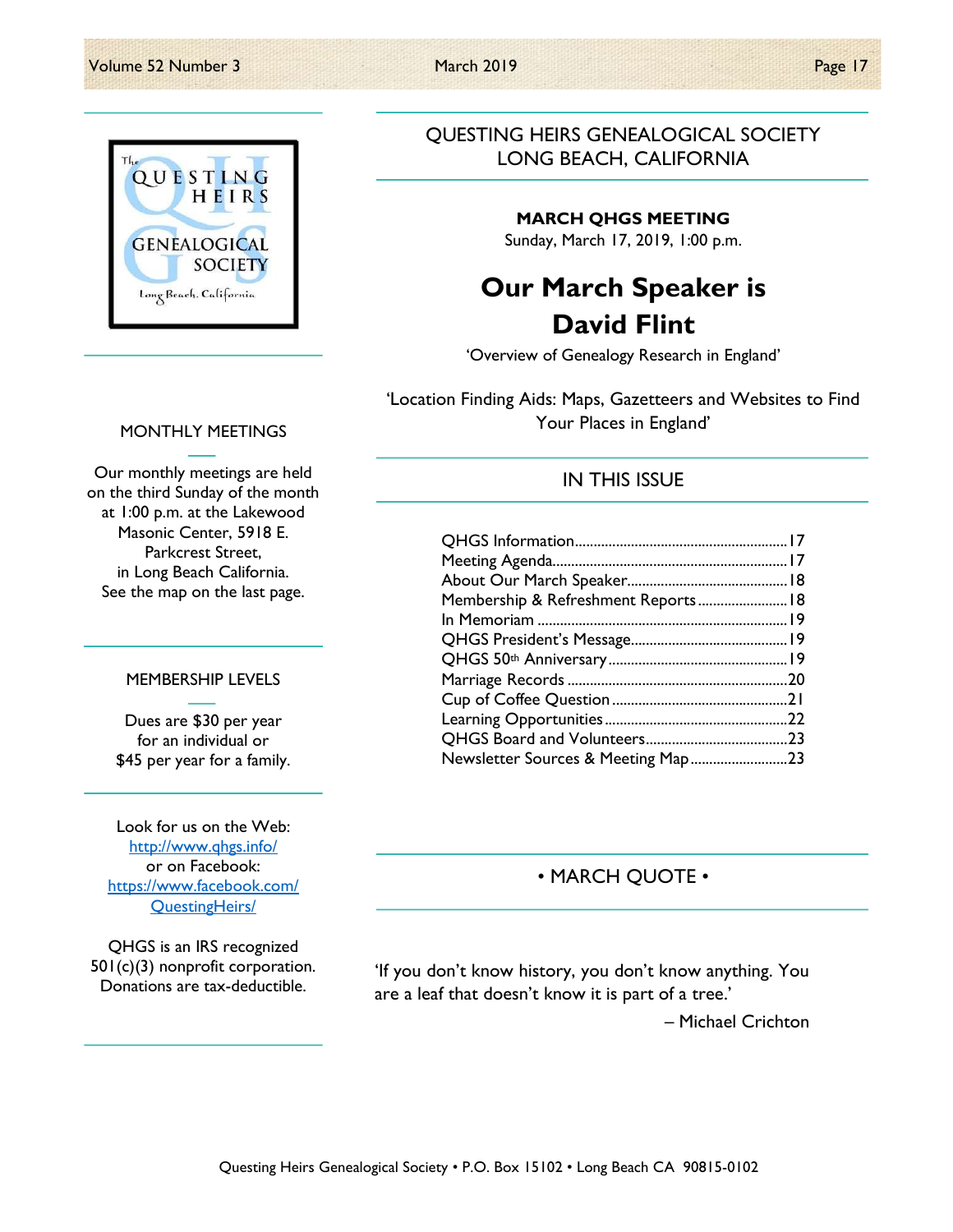# QUESTING HEIRS GENEALOGICAL SOCIETY
## LONG BEACH, CALIFORNIA

**MARCH QHGS MEETING**
Sunday, March 17, 2019, 1:00 p.m.

# Our March Speaker is David Flint

'Overview of Genealogy Research in England'

'Location Finding Aids: Maps, Gazetteers and Websites to Find Your Places in England'

## IN THIS ISSUE

| | |
|---|---|
| QHGS Information | 17 |
| Meeting Agenda | 17 |
| About Our March Speaker | 18 |
| Membership & Refreshment Reports | 18 |
| In Memoriam | 19 |
| QHGS President's Message | 19 |
| QHGS 50th Anniversary | 19 |
| Marriage Records | 20 |
| Cup of Coffee Question | 21 |
| Learning Opportunities | 22 |
| QHGS Board and Volunteers | 23 |
| Newsletter Sources & Meeting Map | 23 |

## • MARCH QUOTE •

'If you don't know history, you don't know anything. You are a leaf that doesn't know it is part of a tree.'

– Michael Crichton

## MONTHLY MEETINGS

Our monthly meetings are held on the third Sunday of the month at 1:00 p.m. at the Lakewood Masonic Center, 5918 E. Parkcrest Street, in Long Beach California. See the map on the last page.

## MEMBERSHIP LEVELS

Dues are $30 per year for an individual or $45 per year for a family.

Look for us on the Web: http://www.qhgs.info/
or on Facebook: https://www.facebook.com/QuestingHeirs/

QHGS is an IRS recognized 501(c)(3) nonprofit corporation. Donations are tax-deductible.

Questing Heirs Genealogical Society • P.O. Box 15102 • Long Beach CA 90815-0102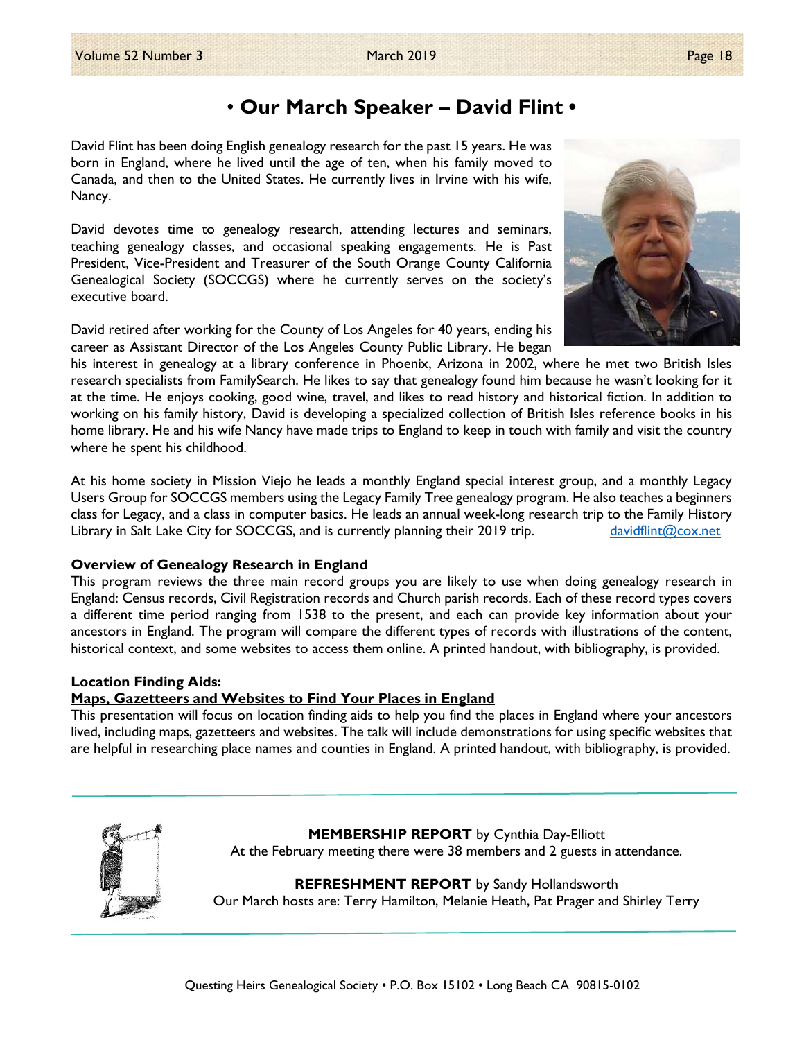# • Our March Speaker – David Flint •

David Flint has been doing English genealogy research for the past 15 years. He was born in England, where he lived until the age of ten, when his family moved to Canada, and then to the United States. He currently lives in Irvine with his wife, Nancy.

David devotes time to genealogy research, attending lectures and seminars, teaching genealogy classes, and occasional speaking engagements. He is Past President, Vice-President and Treasurer of the South Orange County California Genealogical Society (SOCCGS) where he currently serves on the society's executive board.

David retired after working for the County of Los Angeles for 40 years, ending his career as Assistant Director of the Los Angeles County Public Library. He began his interest in genealogy at a library conference in Phoenix, Arizona in 2002, where he met two British Isles research specialists from FamilySearch. He likes to say that genealogy found him because he wasn't looking for it at the time. He enjoys cooking, good wine, travel, and likes to read history and historical fiction. In addition to working on his family history, David is developing a specialized collection of British Isles reference books in his home library. He and his wife Nancy have made trips to England to keep in touch with family and visit the country where he spent his childhood.

At his home society in Mission Viejo he leads a monthly England special interest group, and a monthly Legacy Users Group for SOCCGS members using the Legacy Family Tree genealogy program. He also teaches a beginners class for Legacy, and a class in computer basics. He leads an annual week-long research trip to the Family History Library in Salt Lake City for SOCCGS, and is currently planning their 2019 trip. davidflint@cox.net

**Overview of Genealogy Research in England**

This program reviews the three main record groups you are likely to use when doing genealogy research in England: Census records, Civil Registration records and Church parish records. Each of these record types covers a different time period ranging from 1538 to the present, and each can provide key information about your ancestors in England. The program will compare the different types of records with illustrations of the content, historical context, and some websites to access them online. A printed handout, with bibliography, is provided.

**Location Finding Aids:**
**Maps, Gazetteers and Websites to Find Your Places in England**

This presentation will focus on location finding aids to help you find the places in England where your ancestors lived, including maps, gazetteers and websites. The talk will include demonstrations for using specific websites that are helpful in researching place names and counties in England. A printed handout, with bibliography, is provided.

---

**MEMBERSHIP REPORT** by Cynthia Day-Elliott

At the February meeting there were 38 members and 2 guests in attendance.

**REFRESHMENT REPORT** by Sandy Hollandsworth

Our March hosts are: Terry Hamilton, Melanie Heath, Pat Prager and Shirley Terry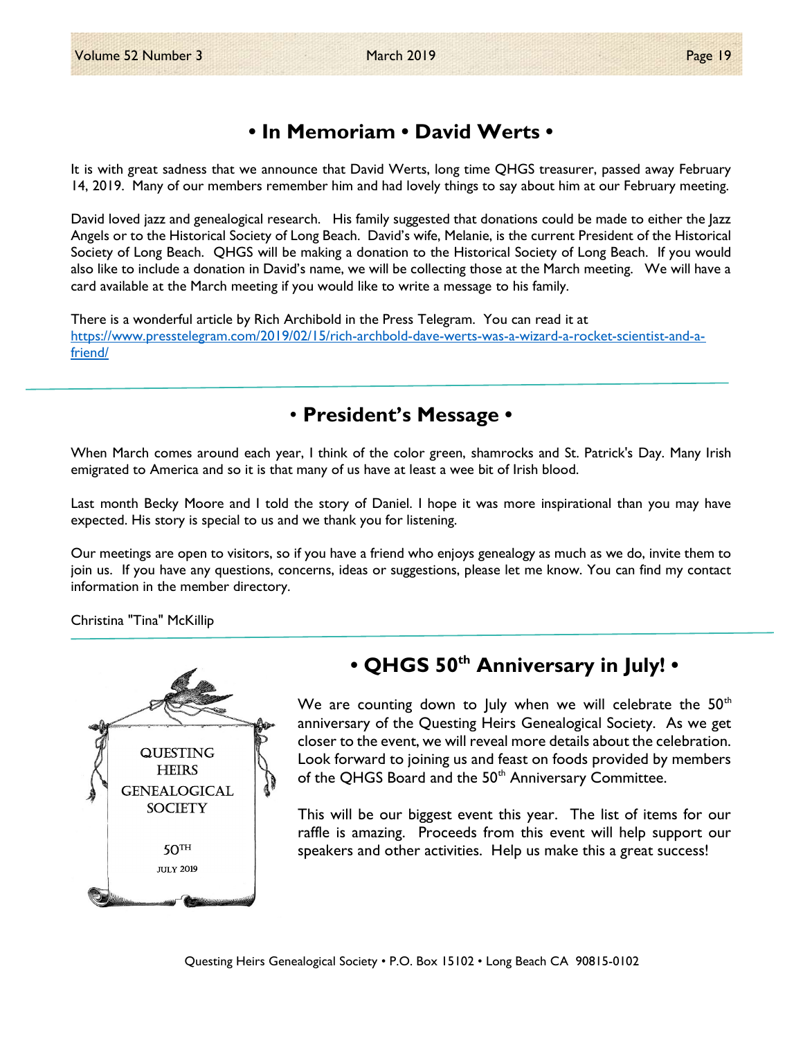## • In Memoriam • David Werts •

It is with great sadness that we announce that David Werts, long time QHGS treasurer, passed away February 14, 2019. Many of our members remember him and had lovely things to say about him at our February meeting.

David loved jazz and genealogical research. His family suggested that donations could be made to either the Jazz Angels or to the Historical Society of Long Beach. David's wife, Melanie, is the current President of the Historical Society of Long Beach. QHGS will be making a donation to the Historical Society of Long Beach. If you would also like to include a donation in David's name, we will be collecting those at the March meeting. We will have a card available at the March meeting if you would like to write a message to his family.

There is a wonderful article by Rich Archibold in the Press Telegram. You can read it at https://www.presstelegram.com/2019/02/15/rich-archbold-dave-werts-was-a-wizard-a-rocket-scientist-and-a-friend/

---

## • President's Message •

When March comes around each year, I think of the color green, shamrocks and St. Patrick's Day. Many Irish emigrated to America and so it is that many of us have at least a wee bit of Irish blood.

Last month Becky Moore and I told the story of Daniel. I hope it was more inspirational than you may have expected. His story is special to us and we thank you for listening.

Our meetings are open to visitors, so if you have a friend who enjoys genealogy as much as we do, invite them to join us. If you have any questions, concerns, ideas or suggestions, please let me know. You can find my contact information in the member directory.

Christina "Tina" McKillip

---

## • QHGS 50th Anniversary in July! •

QUESTING HEIRS GENEALOGICAL SOCIETY

50TH

JULY 2019

We are counting down to July when we will celebrate the 50th anniversary of the Questing Heirs Genealogical Society. As we get closer to the event, we will reveal more details about the celebration. Look forward to joining us and feast on foods provided by members of the QHGS Board and the 50th Anniversary Committee.

This will be our biggest event this year. The list of items for our raffle is amazing. Proceeds from this event will help support our speakers and other activities. Help us make this a great success!

Questing Heirs Genealogical Society • P.O. Box 15102 • Long Beach CA 90815-0102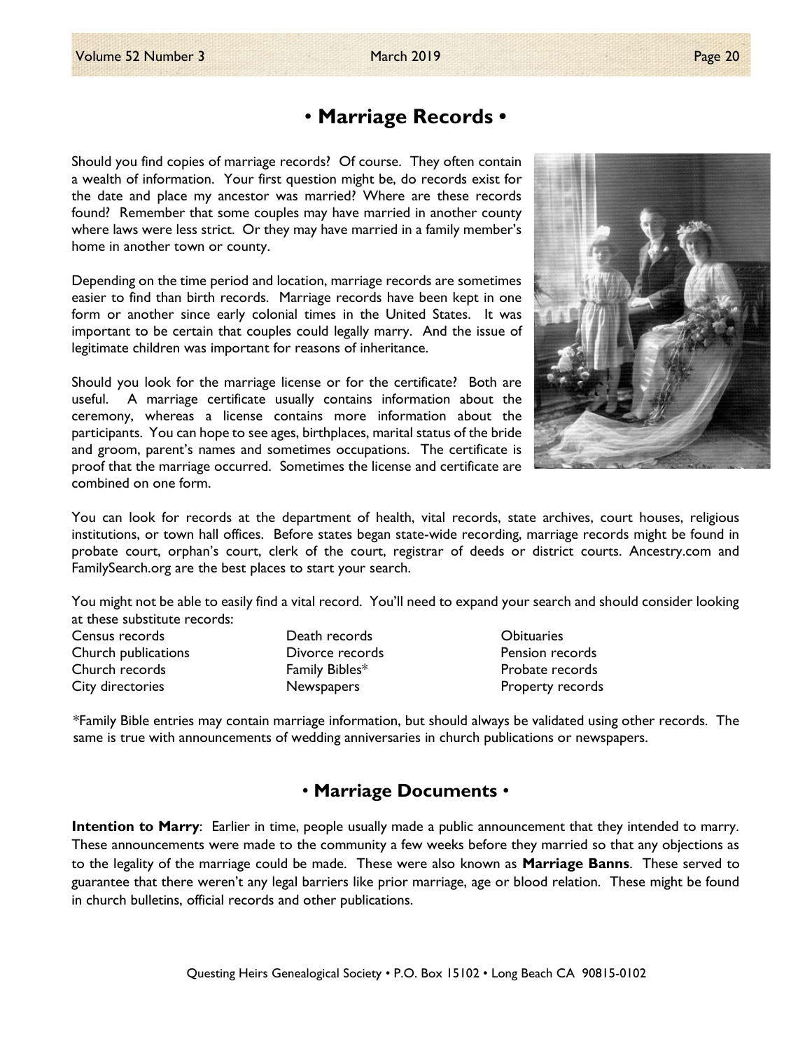# • Marriage Records •

Should you find copies of marriage records? Of course. They often contain a wealth of information. Your first question might be, do records exist for the date and place my ancestor was married? Where are these records found? Remember that some couples may have married in another county where laws were less strict. Or they may have married in a family member's home in another town or county.

Depending on the time period and location, marriage records are sometimes easier to find than birth records. Marriage records have been kept in one form or another since early colonial times in the United States. It was important to be certain that couples could legally marry. And the issue of legitimate children was important for reasons of inheritance.

Should you look for the marriage license or for the certificate? Both are useful. A marriage certificate usually contains information about the ceremony, whereas a license contains more information about the participants. You can hope to see ages, birthplaces, marital status of the bride and groom, parent's names and sometimes occupations. The certificate is proof that the marriage occurred. Sometimes the license and certificate are combined on one form.

You can look for records at the department of health, vital records, state archives, court houses, religious institutions, or town hall offices. Before states began state-wide recording, marriage records might be found in probate court, orphan's court, clerk of the court, registrar of deeds or district courts. Ancestry.com and FamilySearch.org are the best places to start your search.

You might not be able to easily find a vital record. You'll need to expand your search and should consider looking at these substitute records:

- Census records
- Church publications
- Church records
- City directories
- Death records
- Divorce records
- Family Bibles*
- Newspapers
- Obituaries
- Pension records
- Probate records
- Property records

*Family Bible entries may contain marriage information, but should always be validated using other records. The same is true with announcements of wedding anniversaries in church publications or newspapers.

# • Marriage Documents •

**Intention to Marry**: Earlier in time, people usually made a public announcement that they intended to marry. These announcements were made to the community a few weeks before they married so that any objections as to the legality of the marriage could be made. These were also known as **Marriage Banns**. These served to guarantee that there weren't any legal barriers like prior marriage, age or blood relation. These might be found in church bulletins, official records and other publications.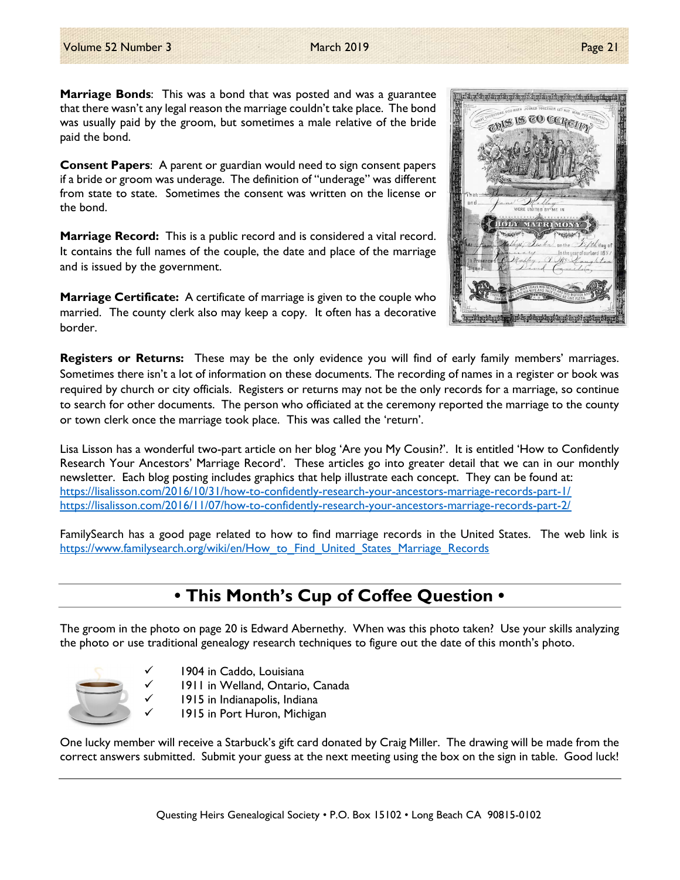**Marriage Bonds**: This was a bond that was posted and was a guarantee that there wasn't any legal reason the marriage couldn't take place. The bond was usually paid by the groom, but sometimes a male relative of the bride paid the bond.

**Consent Papers**: A parent or guardian would need to sign consent papers if a bride or groom was underage. The definition of "underage" was different from state to state. Sometimes the consent was written on the license or the bond.

**Marriage Record:** This is a public record and is considered a vital record. It contains the full names of the couple, the date and place of the marriage and is issued by the government.

**Marriage Certificate:** A certificate of marriage is given to the couple who married. The county clerk also may keep a copy. It often has a decorative border.

**Registers or Returns:** These may be the only evidence you will find of early family members' marriages. Sometimes there isn't a lot of information on these documents. The recording of names in a register or book was required by church or city officials. Registers or returns may not be the only records for a marriage, so continue to search for other documents. The person who officiated at the ceremony reported the marriage to the county or town clerk once the marriage took place. This was called the 'return'.

Lisa Lisson has a wonderful two-part article on her blog 'Are you My Cousin?'. It is entitled 'How to Confidently Research Your Ancestors' Marriage Record'. These articles go into greater detail that we can in our monthly newsletter. Each blog posting includes graphics that help illustrate each concept. They can be found at:
https://lisalisson.com/2016/10/31/how-to-confidently-research-your-ancestors-marriage-records-part-1/
https://lisalisson.com/2016/11/07/how-to-confidently-research-your-ancestors-marriage-records-part-2/

FamilySearch has a good page related to how to find marriage records in the United States. The web link is https://www.familysearch.org/wiki/en/How_to_Find_United_States_Marriage_Records

## • This Month's Cup of Coffee Question •

The groom in the photo on page 20 is Edward Abernethy. When was this photo taken? Use your skills analyzing the photo or use traditional genealogy research techniques to figure out the date of this month's photo.

- ✓ 1904 in Caddo, Louisiana
- ✓ 1911 in Welland, Ontario, Canada
- ✓ 1915 in Indianapolis, Indiana
- ✓ 1915 in Port Huron, Michigan

One lucky member will receive a Starbuck's gift card donated by Craig Miller. The drawing will be made from the correct answers submitted. Submit your guess at the next meeting using the box on the sign in table. Good luck!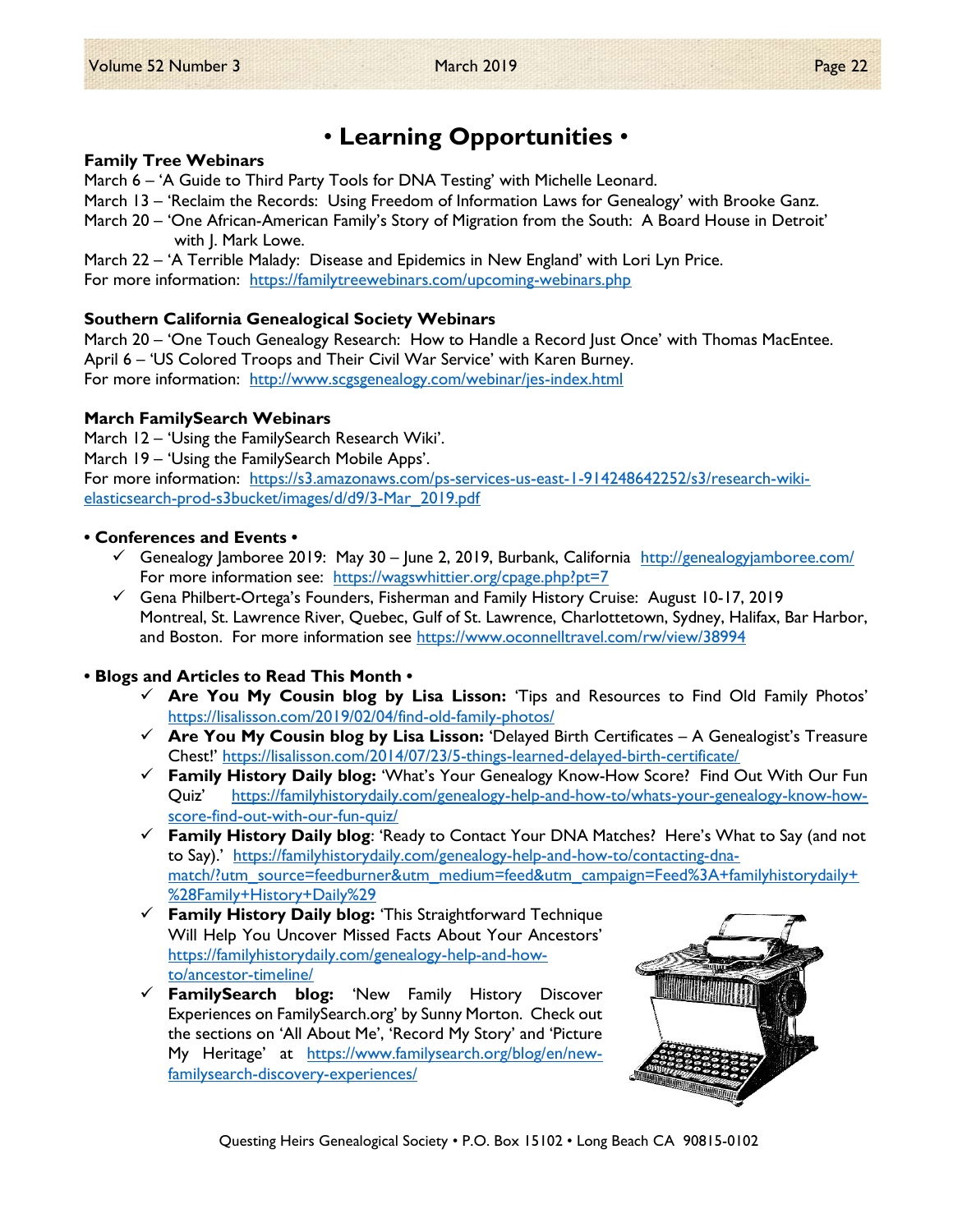# • Learning Opportunities •

**Family Tree Webinars**

March 6 – 'A Guide to Third Party Tools for DNA Testing' with Michelle Leonard.
March 13 – 'Reclaim the Records: Using Freedom of Information Laws for Genealogy' with Brooke Ganz.
March 20 – 'One African-American Family's Story of Migration from the South: A Board House in Detroit' with J. Mark Lowe.
March 22 – 'A Terrible Malady: Disease and Epidemics in New England' with Lori Lyn Price.
For more information: https://familytreewebinars.com/upcoming-webinars.php

**Southern California Genealogical Society Webinars**

March 20 – 'One Touch Genealogy Research: How to Handle a Record Just Once' with Thomas MacEntee.
April 6 – 'US Colored Troops and Their Civil War Service' with Karen Burney.
For more information: http://www.scgsgenealogy.com/webinar/jes-index.html

**March FamilySearch Webinars**

March 12 – 'Using the FamilySearch Research Wiki'.
March 19 – 'Using the FamilySearch Mobile Apps'.
For more information: https://s3.amazonaws.com/ps-services-us-east-1-914248642252/s3/research-wiki-elasticsearch-prod-s3bucket/images/d/d9/3-Mar_2019.pdf

**• Conferences and Events •**

- ✓ Genealogy Jamboree 2019: May 30 – June 2, 2019, Burbank, California http://genealogyjamboree.com/ For more information see: https://wagswhittier.org/cpage.php?pt=7
- ✓ Gena Philbert-Ortega's Founders, Fisherman and Family History Cruise: August 10-17, 2019 Montreal, St. Lawrence River, Quebec, Gulf of St. Lawrence, Charlottetown, Sydney, Halifax, Bar Harbor, and Boston. For more information see https://www.oconnelltravel.com/rw/view/38994

**• Blogs and Articles to Read This Month •**

- ✓ **Are You My Cousin blog by Lisa Lisson:** 'Tips and Resources to Find Old Family Photos' https://lisalisson.com/2019/02/04/find-old-family-photos/
- ✓ **Are You My Cousin blog by Lisa Lisson:** 'Delayed Birth Certificates – A Genealogist's Treasure Chest!' https://lisalisson.com/2014/07/23/5-things-learned-delayed-birth-certificate/
- ✓ **Family History Daily blog:** 'What's Your Genealogy Know-How Score? Find Out With Our Fun Quiz' https://familyhistorydaily.com/genealogy-help-and-how-to/whats-your-genealogy-know-how-score-find-out-with-our-fun-quiz/
- ✓ **Family History Daily blog**: 'Ready to Contact Your DNA Matches? Here's What to Say (and not to Say).' https://familyhistorydaily.com/genealogy-help-and-how-to/contacting-dna-match/?utm_source=feedburner&utm_medium=feed&utm_campaign=Feed%3A+familyhistorydaily+%28Family+History+Daily%29
- ✓ **Family History Daily blog:** 'This Straightforward Technique Will Help You Uncover Missed Facts About Your Ancestors' https://familyhistorydaily.com/genealogy-help-and-how-to/ancestor-timeline/
- ✓ **FamilySearch blog:** 'New Family History Discover Experiences on FamilySearch.org' by Sunny Morton. Check out the sections on 'All About Me', 'Record My Story' and 'Picture My Heritage' at https://www.familysearch.org/blog/en/new-familysearch-discovery-experiences/

Questing Heirs Genealogical Society • P.O. Box 15102 • Long Beach CA 90815-0102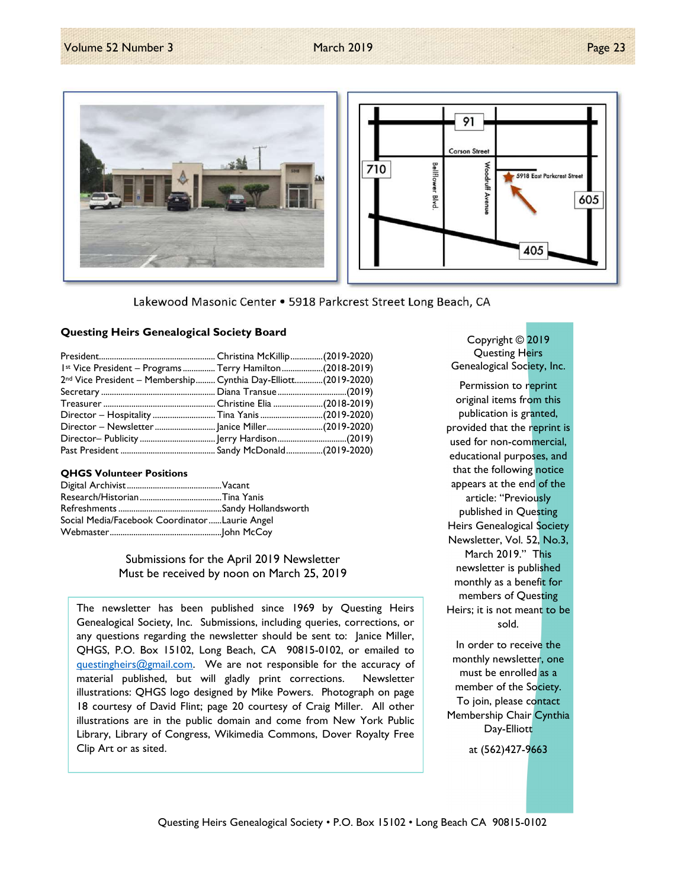Lakewood Masonic Center • 5918 Parkcrest Street Long Beach, CA

### Questing Heirs Genealogical Society Board

| | | |
|---|---|---|
| President | Christina McKillip | (2019-2020) |
| 1st Vice President – Programs | Terry Hamilton | (2018-2019) |
| 2nd Vice President – Membership | Cynthia Day-Elliott | (2019-2020) |
| Secretary | Diana Transue | (2019) |
| Treasurer | Christine Elia | (2018-2019) |
| Director – Hospitality | Tina Yanis | (2019-2020) |
| Director – Newsletter | Janice Miller | (2019-2020) |
| Director– Publicity | Jerry Hardison | (2019) |
| Past President | Sandy McDonald | (2019-2020) |

### QHGS Volunteer Positions

| | |
|---|---|
| Digital Archivist | Vacant |
| Research/Historian | Tina Yanis |
| Refreshments | Sandy Hollandsworth |
| Social Media/Facebook Coordinator | Laurie Angel |
| Webmaster | John McCoy |

Submissions for the April 2019 Newsletter
Must be received by noon on March 25, 2019

The newsletter has been published since 1969 by Questing Heirs Genealogical Society, Inc. Submissions, including queries, corrections, or any questions regarding the newsletter should be sent to: Janice Miller, QHGS, P.O. Box 15102, Long Beach, CA 90815-0102, or emailed to questingheirs@gmail.com. We are not responsible for the accuracy of material published, but will gladly print corrections. Newsletter illustrations: QHGS logo designed by Mike Powers. Photograph on page 18 courtesy of David Flint; page 20 courtesy of Craig Miller. All other illustrations are in the public domain and come from New York Public Library, Library of Congress, Wikimedia Commons, Dover Royalty Free Clip Art or as sited.

Copyright © 2019 Questing Heirs Genealogical Society, Inc.

Permission to reprint original items from this publication is granted, provided that the reprint is used for non-commercial, educational purposes, and that the following notice appears at the end of the article: "Previously published in Questing Heirs Genealogical Society Newsletter, Vol. 52, No.3, March 2019." This newsletter is published monthly as a benefit for members of Questing Heirs; it is not meant to be sold.

In order to receive the monthly newsletter, one must be enrolled as a member of the Society. To join, please contact Membership Chair Cynthia Day-Elliott

at (562)427-9663

Questing Heirs Genealogical Society • P.O. Box 15102 • Long Beach CA 90815-0102